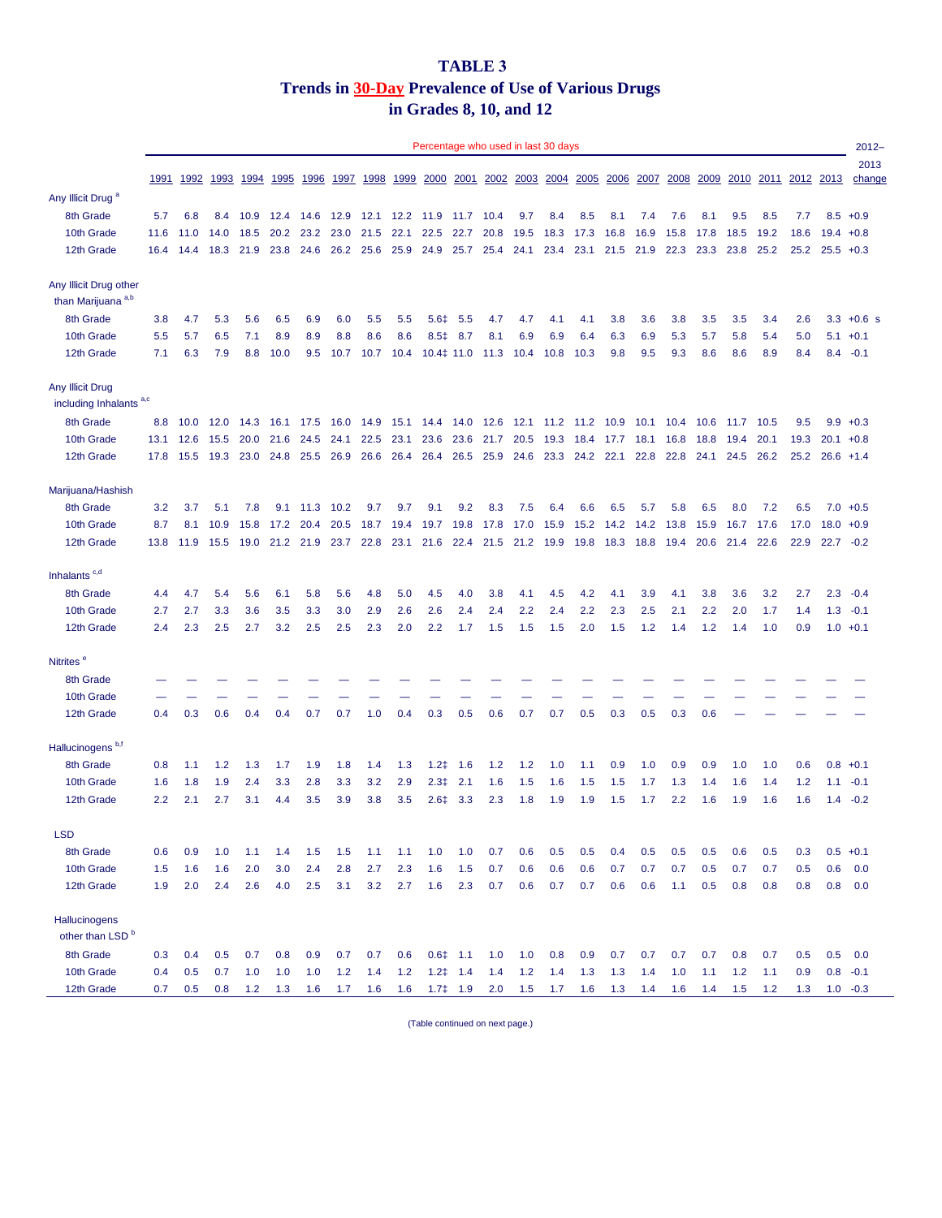# TABLE 3
## Trends in 30-Day Prevalence of Use of Various Drugs in Grades 8, 10, and 12

| | Percentage who used in last 30 days | | | | | | | | | | | | | | | | | | | | | | | 2012–2013 change |
|---|---|---|---|---|---|---|---|---|---|---|---|---|---|---|---|---|---|---|---|---|---|---|---|---|
| | 1991 | 1992 | 1993 | 1994 | 1995 | 1996 | 1997 | 1998 | 1999 | 2000 | 2001 | 2002 | 2003 | 2004 | 2005 | 2006 | 2007 | 2008 | 2009 | 2010 | 2011 | 2012 | 2013 | |
| **Any Illicit Drug** [a] | | | | | | | | | | | | | | | | | | | | | | | | |
| 8th Grade | 5.7 | 6.8 | 8.4 | 10.9 | 12.4 | 14.6 | 12.9 | 12.1 | 12.2 | 11.9 | 11.7 | 10.4 | 9.7 | 8.4 | 8.5 | 8.1 | 7.4 | 7.6 | 8.1 | 9.5 | 8.5 | 7.7 | 8.5 | +0.9 |
| 10th Grade | 11.6 | 11.0 | 14.0 | 18.5 | 20.2 | 23.2 | 23.0 | 21.5 | 22.1 | 22.5 | 22.7 | 20.8 | 19.5 | 18.3 | 17.3 | 16.8 | 16.9 | 15.8 | 17.8 | 18.5 | 19.2 | 18.6 | 19.4 | +0.8 |
| 12th Grade | 16.4 | 14.4 | 18.3 | 21.9 | 23.8 | 24.6 | 26.2 | 25.6 | 25.9 | 24.9 | 25.7 | 25.4 | 24.1 | 23.4 | 23.1 | 21.5 | 21.9 | 22.3 | 23.3 | 23.8 | 25.2 | 25.2 | 25.5 | +0.3 |
| **Any Illicit Drug other than Marijuana** [a,b] | | | | | | | | | | | | | | | | | | | | | | | | |
| 8th Grade | 3.8 | 4.7 | 5.3 | 5.6 | 6.5 | 6.9 | 6.0 | 5.5 | 5.5 | 5.6‡ | 5.5 | 4.7 | 4.7 | 4.1 | 4.1 | 3.8 | 3.6 | 3.8 | 3.5 | 3.5 | 3.4 | 2.6 | 3.3 | +0.6 s |
| 10th Grade | 5.5 | 5.7 | 6.5 | 7.1 | 8.9 | 8.9 | 8.8 | 8.6 | 8.6 | 8.5‡ | 8.7 | 8.1 | 6.9 | 6.9 | 6.4 | 6.3 | 6.9 | 5.3 | 5.7 | 5.8 | 5.4 | 5.0 | 5.1 | +0.1 |
| 12th Grade | 7.1 | 6.3 | 7.9 | 8.8 | 10.0 | 9.5 | 10.7 | 10.7 | 10.4 | 10.4‡ | 11.0 | 11.3 | 10.4 | 10.8 | 10.3 | 9.8 | 9.5 | 9.3 | 8.6 | 8.6 | 8.9 | 8.4 | 8.4 | -0.1 |
| **Any Illicit Drug including Inhalants** [a,c] | | | | | | | | | | | | | | | | | | | | | | | | |
| 8th Grade | 8.8 | 10.0 | 12.0 | 14.3 | 16.1 | 17.5 | 16.0 | 14.9 | 15.1 | 14.4 | 14.0 | 12.6 | 12.1 | 11.2 | 11.2 | 10.9 | 10.1 | 10.4 | 10.6 | 11.7 | 10.5 | 9.5 | 9.9 | +0.3 |
| 10th Grade | 13.1 | 12.6 | 15.5 | 20.0 | 21.6 | 24.5 | 24.1 | 22.5 | 23.1 | 23.6 | 23.6 | 21.7 | 20.5 | 19.3 | 18.4 | 17.7 | 18.1 | 16.8 | 18.8 | 19.4 | 20.1 | 19.3 | 20.1 | +0.8 |
| 12th Grade | 17.8 | 15.5 | 19.3 | 23.0 | 24.8 | 25.5 | 26.9 | 26.6 | 26.4 | 26.4 | 26.5 | 25.9 | 24.6 | 23.3 | 24.2 | 22.1 | 22.8 | 22.8 | 24.1 | 24.5 | 26.2 | 25.2 | 26.6 | +1.4 |
| **Marijuana/Hashish** | | | | | | | | | | | | | | | | | | | | | | | | |
| 8th Grade | 3.2 | 3.7 | 5.1 | 7.8 | 9.1 | 11.3 | 10.2 | 9.7 | 9.7 | 9.1 | 9.2 | 8.3 | 7.5 | 6.4 | 6.6 | 6.5 | 5.7 | 5.8 | 6.5 | 8.0 | 7.2 | 6.5 | 7.0 | +0.5 |
| 10th Grade | 8.7 | 8.1 | 10.9 | 15.8 | 17.2 | 20.4 | 20.5 | 18.7 | 19.4 | 19.7 | 19.8 | 17.8 | 17.0 | 15.9 | 15.2 | 14.2 | 14.2 | 13.8 | 15.9 | 16.7 | 17.6 | 17.0 | 18.0 | +0.9 |
| 12th Grade | 13.8 | 11.9 | 15.5 | 19.0 | 21.2 | 21.9 | 23.7 | 22.8 | 23.1 | 21.6 | 22.4 | 21.5 | 21.2 | 19.9 | 19.8 | 18.3 | 18.8 | 19.4 | 20.6 | 21.4 | 22.6 | 22.9 | 22.7 | -0.2 |
| **Inhalants** [c,d] | | | | | | | | | | | | | | | | | | | | | | | | |
| 8th Grade | 4.4 | 4.7 | 5.4 | 5.6 | 6.1 | 5.8 | 5.6 | 4.8 | 5.0 | 4.5 | 4.0 | 3.8 | 4.1 | 4.5 | 4.2 | 4.1 | 3.9 | 4.1 | 3.8 | 3.6 | 3.2 | 2.7 | 2.3 | -0.4 |
| 10th Grade | 2.7 | 2.7 | 3.3 | 3.6 | 3.5 | 3.3 | 3.0 | 2.9 | 2.6 | 2.6 | 2.4 | 2.4 | 2.2 | 2.4 | 2.2 | 2.3 | 2.5 | 2.1 | 2.2 | 2.0 | 1.7 | 1.4 | 1.3 | -0.1 |
| 12th Grade | 2.4 | 2.3 | 2.5 | 2.7 | 3.2 | 2.5 | 2.5 | 2.3 | 2.0 | 2.2 | 1.7 | 1.5 | 1.5 | 1.5 | 2.0 | 1.5 | 1.2 | 1.4 | 1.2 | 1.4 | 1.0 | 0.9 | 1.0 | +0.1 |
| **Nitrites** [e] | | | | | | | | | | | | | | | | | | | | | | | | |
| 8th Grade | — | — | — | — | — | — | — | — | — | — | — | — | — | — | — | — | — | — | — | — | — | — | — | — |
| 10th Grade | — | — | — | — | — | — | — | — | — | — | — | — | — | — | — | — | — | — | — | — | — | — | — | — |
| 12th Grade | 0.4 | 0.3 | 0.6 | 0.4 | 0.4 | 0.7 | 0.7 | 1.0 | 0.4 | 0.3 | 0.5 | 0.6 | 0.7 | 0.7 | 0.5 | 0.3 | 0.5 | 0.3 | 0.6 | — | — | — | — | — |
| **Hallucinogens** [b,f] | | | | | | | | | | | | | | | | | | | | | | | | |
| 8th Grade | 0.8 | 1.1 | 1.2 | 1.3 | 1.7 | 1.9 | 1.8 | 1.4 | 1.3 | 1.2‡ | 1.6 | 1.2 | 1.2 | 1.0 | 1.1 | 0.9 | 1.0 | 0.9 | 0.9 | 1.0 | 1.0 | 0.6 | 0.8 | +0.1 |
| 10th Grade | 1.6 | 1.8 | 1.9 | 2.4 | 3.3 | 2.8 | 3.3 | 3.2 | 2.9 | 2.3‡ | 2.1 | 1.6 | 1.5 | 1.6 | 1.5 | 1.5 | 1.7 | 1.3 | 1.4 | 1.6 | 1.4 | 1.2 | 1.1 | -0.1 |
| 12th Grade | 2.2 | 2.1 | 2.7 | 3.1 | 4.4 | 3.5 | 3.9 | 3.8 | 3.5 | 2.6‡ | 3.3 | 2.3 | 1.8 | 1.9 | 1.9 | 1.5 | 1.7 | 2.2 | 1.6 | 1.9 | 1.6 | 1.6 | 1.4 | -0.2 |
| **LSD** | | | | | | | | | | | | | | | | | | | | | | | | |
| 8th Grade | 0.6 | 0.9 | 1.0 | 1.1 | 1.4 | 1.5 | 1.5 | 1.1 | 1.1 | 1.0 | 1.0 | 0.7 | 0.6 | 0.5 | 0.5 | 0.4 | 0.5 | 0.5 | 0.5 | 0.6 | 0.5 | 0.3 | 0.5 | +0.1 |
| 10th Grade | 1.5 | 1.6 | 1.6 | 2.0 | 3.0 | 2.4 | 2.8 | 2.7 | 2.3 | 1.6 | 1.5 | 0.7 | 0.6 | 0.6 | 0.6 | 0.7 | 0.7 | 0.7 | 0.5 | 0.7 | 0.7 | 0.5 | 0.6 | 0.0 |
| 12th Grade | 1.9 | 2.0 | 2.4 | 2.6 | 4.0 | 2.5 | 3.1 | 3.2 | 2.7 | 1.6 | 2.3 | 0.7 | 0.6 | 0.7 | 0.7 | 0.6 | 0.6 | 1.1 | 0.5 | 0.8 | 0.8 | 0.8 | 0.8 | 0.0 |
| **Hallucinogens other than LSD** [b] | | | | | | | | | | | | | | | | | | | | | | | | |
| 8th Grade | 0.3 | 0.4 | 0.5 | 0.7 | 0.8 | 0.9 | 0.7 | 0.7 | 0.6 | 0.6‡ | 1.1 | 1.0 | 1.0 | 0.8 | 0.9 | 0.7 | 0.7 | 0.7 | 0.7 | 0.8 | 0.7 | 0.5 | 0.5 | 0.0 |
| 10th Grade | 0.4 | 0.5 | 0.7 | 1.0 | 1.0 | 1.0 | 1.2 | 1.4 | 1.2 | 1.2‡ | 1.4 | 1.4 | 1.2 | 1.4 | 1.3 | 1.3 | 1.4 | 1.0 | 1.1 | 1.2 | 1.1 | 0.9 | 0.8 | -0.1 |
| 12th Grade | 0.7 | 0.5 | 0.8 | 1.2 | 1.3 | 1.6 | 1.7 | 1.6 | 1.6 | 1.7‡ | 1.9 | 2.0 | 1.5 | 1.7 | 1.6 | 1.3 | 1.4 | 1.6 | 1.4 | 1.5 | 1.2 | 1.3 | 1.0 | -0.3 |

(Table continued on next page.)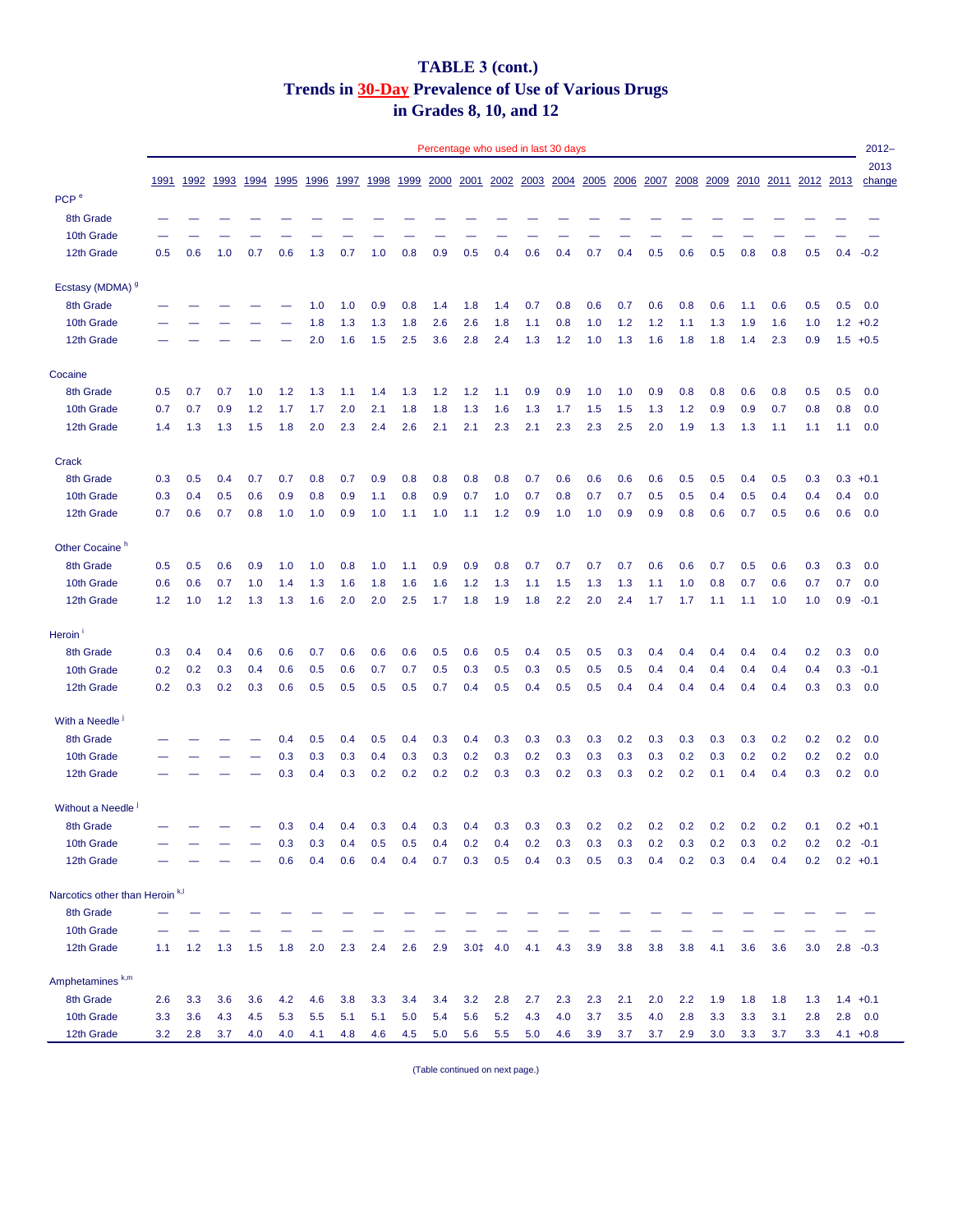# TABLE 3 (cont.)
## Trends in 30-Day Prevalence of Use of Various Drugs in Grades 8, 10, and 12

| | Percentage who used in last 30 days | | | | | | | | | | | | | | | | | | | | | | | 2012–2013 change |
|---|---|---|---|---|---|---|---|---|---|---|---|---|---|---|---|---|---|---|---|---|---|---|---|---|
| | 1991 | 1992 | 1993 | 1994 | 1995 | 1996 | 1997 | 1998 | 1999 | 2000 | 2001 | 2002 | 2003 | 2004 | 2005 | 2006 | 2007 | 2008 | 2009 | 2010 | 2011 | 2012 | 2013 | |
| **PCP** [e] | | | | | | | | | | | | | | | | | | | | | | | | |
| 8th Grade | — | — | — | — | — | — | — | — | — | — | — | — | — | — | — | — | — | — | — | — | — | — | — | — |
| 10th Grade | — | — | — | — | — | — | — | — | — | — | — | — | — | — | — | — | — | — | — | — | — | — | — | — |
| 12th Grade | 0.5 | 0.6 | 1.0 | 0.7 | 0.6 | 1.3 | 0.7 | 1.0 | 0.8 | 0.9 | 0.5 | 0.4 | 0.6 | 0.4 | 0.7 | 0.4 | 0.5 | 0.6 | 0.5 | 0.8 | 0.8 | 0.5 | 0.4 | -0.2 |
| **Ecstasy (MDMA)** [g] | | | | | | | | | | | | | | | | | | | | | | | | |
| 8th Grade | — | — | — | — | — | 1.0 | 1.0 | 0.9 | 0.8 | 1.4 | 1.8 | 1.4 | 0.7 | 0.8 | 0.6 | 0.7 | 0.6 | 0.8 | 0.6 | 1.1 | 0.6 | 0.5 | 0.5 | 0.0 |
| 10th Grade | — | — | — | — | — | 1.8 | 1.3 | 1.3 | 1.8 | 2.6 | 2.6 | 1.8 | 1.1 | 0.8 | 1.0 | 1.2 | 1.2 | 1.1 | 1.3 | 1.9 | 1.6 | 1.0 | 1.2 | +0.2 |
| 12th Grade | — | — | — | — | — | 2.0 | 1.6 | 1.5 | 2.5 | 3.6 | 2.8 | 2.4 | 1.3 | 1.2 | 1.0 | 1.3 | 1.6 | 1.8 | 1.8 | 1.4 | 2.3 | 0.9 | 1.5 | +0.5 |
| **Cocaine** | | | | | | | | | | | | | | | | | | | | | | | | |
| 8th Grade | 0.5 | 0.7 | 0.7 | 1.0 | 1.2 | 1.3 | 1.1 | 1.4 | 1.3 | 1.2 | 1.2 | 1.1 | 0.9 | 0.9 | 1.0 | 1.0 | 0.9 | 0.8 | 0.8 | 0.6 | 0.8 | 0.5 | 0.5 | 0.0 |
| 10th Grade | 0.7 | 0.7 | 0.9 | 1.2 | 1.7 | 1.7 | 2.0 | 2.1 | 1.8 | 1.8 | 1.3 | 1.6 | 1.3 | 1.7 | 1.5 | 1.5 | 1.3 | 1.2 | 0.9 | 0.9 | 0.7 | 0.8 | 0.8 | 0.0 |
| 12th Grade | 1.4 | 1.3 | 1.3 | 1.5 | 1.8 | 2.0 | 2.3 | 2.4 | 2.6 | 2.1 | 2.1 | 2.3 | 2.1 | 2.3 | 2.3 | 2.5 | 2.0 | 1.9 | 1.3 | 1.3 | 1.1 | 1.1 | 1.1 | 0.0 |
| **Crack** | | | | | | | | | | | | | | | | | | | | | | | | |
| 8th Grade | 0.3 | 0.5 | 0.4 | 0.7 | 0.7 | 0.8 | 0.7 | 0.9 | 0.8 | 0.8 | 0.8 | 0.8 | 0.7 | 0.6 | 0.6 | 0.6 | 0.6 | 0.5 | 0.5 | 0.4 | 0.5 | 0.3 | 0.3 | +0.1 |
| 10th Grade | 0.3 | 0.4 | 0.5 | 0.6 | 0.9 | 0.8 | 0.9 | 1.1 | 0.8 | 0.9 | 0.7 | 1.0 | 0.7 | 0.8 | 0.7 | 0.7 | 0.5 | 0.5 | 0.4 | 0.5 | 0.4 | 0.4 | 0.4 | 0.0 |
| 12th Grade | 0.7 | 0.6 | 0.7 | 0.8 | 1.0 | 1.0 | 0.9 | 1.0 | 1.1 | 1.0 | 1.1 | 1.2 | 0.9 | 1.0 | 1.0 | 0.9 | 0.9 | 0.8 | 0.6 | 0.7 | 0.5 | 0.6 | 0.6 | 0.0 |
| **Other Cocaine** [h] | | | | | | | | | | | | | | | | | | | | | | | | |
| 8th Grade | 0.5 | 0.5 | 0.6 | 0.9 | 1.0 | 1.0 | 0.8 | 1.0 | 1.1 | 0.9 | 0.9 | 0.8 | 0.7 | 0.7 | 0.7 | 0.7 | 0.6 | 0.6 | 0.7 | 0.5 | 0.6 | 0.3 | 0.3 | 0.0 |
| 10th Grade | 0.6 | 0.6 | 0.7 | 1.0 | 1.4 | 1.3 | 1.6 | 1.8 | 1.6 | 1.6 | 1.2 | 1.3 | 1.1 | 1.5 | 1.3 | 1.3 | 1.1 | 1.0 | 0.8 | 0.7 | 0.6 | 0.7 | 0.7 | 0.0 |
| 12th Grade | 1.2 | 1.0 | 1.2 | 1.3 | 1.3 | 1.6 | 2.0 | 2.0 | 2.5 | 1.7 | 1.8 | 1.9 | 1.8 | 2.2 | 2.0 | 2.4 | 1.7 | 1.7 | 1.1 | 1.1 | 1.0 | 1.0 | 0.9 | -0.1 |
| **Heroin** [i] | | | | | | | | | | | | | | | | | | | | | | | | |
| 8th Grade | 0.3 | 0.4 | 0.4 | 0.6 | 0.6 | 0.7 | 0.6 | 0.6 | 0.6 | 0.5 | 0.6 | 0.5 | 0.4 | 0.5 | 0.5 | 0.3 | 0.4 | 0.4 | 0.4 | 0.4 | 0.4 | 0.2 | 0.3 | 0.0 |
| 10th Grade | 0.2 | 0.2 | 0.3 | 0.4 | 0.6 | 0.5 | 0.6 | 0.7 | 0.7 | 0.5 | 0.3 | 0.5 | 0.3 | 0.5 | 0.5 | 0.5 | 0.4 | 0.4 | 0.4 | 0.4 | 0.4 | 0.4 | 0.3 | -0.1 |
| 12th Grade | 0.2 | 0.3 | 0.2 | 0.3 | 0.6 | 0.5 | 0.5 | 0.5 | 0.5 | 0.7 | 0.4 | 0.5 | 0.4 | 0.5 | 0.5 | 0.4 | 0.4 | 0.4 | 0.4 | 0.4 | 0.4 | 0.3 | 0.3 | 0.0 |
| **With a Needle** [j] | | | | | | | | | | | | | | | | | | | | | | | | |
| 8th Grade | — | — | — | — | 0.4 | 0.5 | 0.4 | 0.5 | 0.4 | 0.3 | 0.4 | 0.3 | 0.3 | 0.3 | 0.3 | 0.2 | 0.3 | 0.3 | 0.3 | 0.3 | 0.2 | 0.2 | 0.2 | 0.0 |
| 10th Grade | — | — | — | — | 0.3 | 0.3 | 0.3 | 0.4 | 0.3 | 0.3 | 0.2 | 0.3 | 0.2 | 0.3 | 0.3 | 0.3 | 0.3 | 0.2 | 0.3 | 0.2 | 0.2 | 0.2 | 0.2 | 0.0 |
| 12th Grade | — | — | — | — | 0.3 | 0.4 | 0.3 | 0.2 | 0.2 | 0.2 | 0.2 | 0.3 | 0.3 | 0.2 | 0.3 | 0.3 | 0.2 | 0.2 | 0.1 | 0.4 | 0.4 | 0.3 | 0.2 | 0.0 |
| **Without a Needle** [j] | | | | | | | | | | | | | | | | | | | | | | | | |
| 8th Grade | — | — | — | — | 0.3 | 0.4 | 0.4 | 0.3 | 0.4 | 0.3 | 0.4 | 0.3 | 0.3 | 0.3 | 0.2 | 0.2 | 0.2 | 0.2 | 0.2 | 0.2 | 0.2 | 0.1 | 0.2 | +0.1 |
| 10th Grade | — | — | — | — | 0.3 | 0.3 | 0.4 | 0.5 | 0.5 | 0.4 | 0.2 | 0.4 | 0.2 | 0.3 | 0.3 | 0.3 | 0.2 | 0.3 | 0.2 | 0.3 | 0.2 | 0.2 | 0.2 | -0.1 |
| 12th Grade | — | — | — | — | 0.6 | 0.4 | 0.6 | 0.4 | 0.4 | 0.7 | 0.3 | 0.5 | 0.4 | 0.3 | 0.5 | 0.3 | 0.4 | 0.2 | 0.3 | 0.4 | 0.4 | 0.2 | 0.2 | +0.1 |
| **Narcotics other than Heroin** [k,l] | | | | | | | | | | | | | | | | | | | | | | | | |
| 8th Grade | — | — | — | — | — | — | — | — | — | — | — | — | — | — | — | — | — | — | — | — | — | — | — | — |
| 10th Grade | — | — | — | — | — | — | — | — | — | — | — | — | — | — | — | — | — | — | — | — | — | — | — | — |
| 12th Grade | 1.1 | 1.2 | 1.3 | 1.5 | 1.8 | 2.0 | 2.3 | 2.4 | 2.6 | 2.9 | 3.0‡ | 4.0 | 4.1 | 4.3 | 3.9 | 3.8 | 3.8 | 3.8 | 4.1 | 3.6 | 3.6 | 3.0 | 2.8 | -0.3 |
| **Amphetamines** [k,m] | | | | | | | | | | | | | | | | | | | | | | | | |
| 8th Grade | 2.6 | 3.3 | 3.6 | 3.6 | 4.2 | 4.6 | 3.8 | 3.3 | 3.4 | 3.4 | 3.2 | 2.8 | 2.7 | 2.3 | 2.3 | 2.1 | 2.0 | 2.2 | 1.9 | 1.8 | 1.8 | 1.3 | 1.4 | +0.1 |
| 10th Grade | 3.3 | 3.6 | 4.3 | 4.5 | 5.3 | 5.5 | 5.1 | 5.1 | 5.0 | 5.4 | 5.6 | 5.2 | 4.3 | 4.0 | 3.7 | 3.5 | 4.0 | 2.8 | 3.3 | 3.3 | 3.1 | 2.8 | 2.8 | 0.0 |
| 12th Grade | 3.2 | 2.8 | 3.7 | 4.0 | 4.0 | 4.1 | 4.8 | 4.6 | 4.5 | 5.0 | 5.6 | 5.5 | 5.0 | 4.6 | 3.9 | 3.7 | 3.7 | 2.9 | 3.0 | 3.3 | 3.7 | 3.3 | 4.1 | +0.8 |

(Table continued on next page.)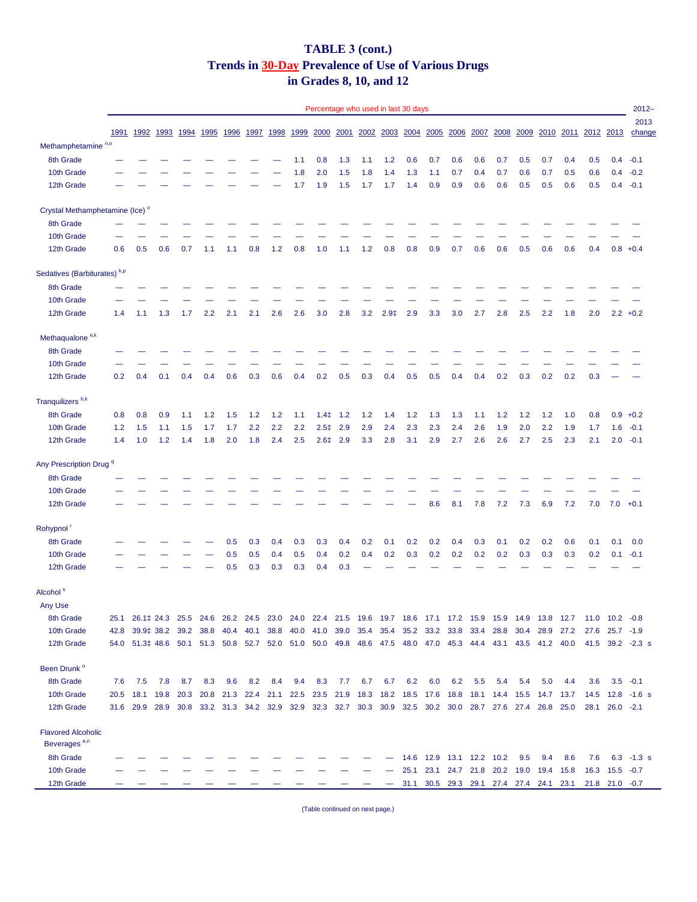# TABLE 3 (cont.)
## Trends in 30-Day Prevalence of Use of Various Drugs in Grades 8, 10, and 12

| | Percentage who used in last 30 days | | | | | | | | | | | | | | | | | | | | | | | 2012–2013 change |
|---|---|---|---|---|---|---|---|---|---|---|---|---|---|---|---|---|---|---|---|---|---|---|---|---|
| | 1991 | 1992 | 1993 | 1994 | 1995 | 1996 | 1997 | 1998 | 1999 | 2000 | 2001 | 2002 | 2003 | 2004 | 2005 | 2006 | 2007 | 2008 | 2009 | 2010 | 2011 | 2012 | 2013 | |
| **Methamphetamine** [n,o] | | | | | | | | | | | | | | | | | | | | | | | | |
| 8th Grade | — | — | — | — | — | — | — | — | 1.1 | 0.8 | 1.3 | 1.1 | 1.2 | 0.6 | 0.7 | 0.6 | 0.6 | 0.7 | 0.5 | 0.7 | 0.4 | 0.5 | 0.4 | -0.1 |
| 10th Grade | — | — | — | — | — | — | — | — | 1.8 | 2.0 | 1.5 | 1.8 | 1.4 | 1.3 | 1.1 | 0.7 | 0.4 | 0.7 | 0.6 | 0.7 | 0.5 | 0.6 | 0.4 | -0.2 |
| 12th Grade | — | — | — | — | — | — | — | — | 1.7 | 1.9 | 1.5 | 1.7 | 1.7 | 1.4 | 0.9 | 0.9 | 0.6 | 0.6 | 0.5 | 0.5 | 0.6 | 0.5 | 0.4 | -0.1 |
| **Crystal Methamphetamine (Ice)** [o] | | | | | | | | | | | | | | | | | | | | | | | | |
| 8th Grade | — | — | — | — | — | — | — | — | — | — | — | — | — | — | — | — | — | — | — | — | — | — | — | — |
| 10th Grade | — | — | — | — | — | — | — | — | — | — | — | — | — | — | — | — | — | — | — | — | — | — | — | — |
| 12th Grade | 0.6 | 0.5 | 0.6 | 0.7 | 1.1 | 1.1 | 0.8 | 1.2 | 0.8 | 1.0 | 1.1 | 1.2 | 0.8 | 0.8 | 0.9 | 0.7 | 0.6 | 0.6 | 0.5 | 0.6 | 0.6 | 0.4 | 0.8 | +0.4 |
| **Sedatives (Barbiturates)** [k,p] | | | | | | | | | | | | | | | | | | | | | | | | |
| 8th Grade | — | — | — | — | — | — | — | — | — | — | — | — | — | — | — | — | — | — | — | — | — | — | — | — |
| 10th Grade | — | — | — | — | — | — | — | — | — | — | — | — | — | — | — | — | — | — | — | — | — | — | — | — |
| 12th Grade | 1.4 | 1.1 | 1.3 | 1.7 | 2.2 | 2.1 | 2.1 | 2.6 | 2.6 | 3.0 | 2.8 | 3.2 | 2.9‡ | 2.9 | 3.3 | 3.0 | 2.7 | 2.8 | 2.5 | 2.2 | 1.8 | 2.0 | 2.2 | +0.2 |
| **Methaqualone** [e,k] | | | | | | | | | | | | | | | | | | | | | | | | |
| 8th Grade | — | — | — | — | — | — | — | — | — | — | — | — | — | — | — | — | — | — | — | — | — | — | — | — |
| 10th Grade | — | — | — | — | — | — | — | — | — | — | — | — | — | — | — | — | — | — | — | — | — | — | — | — |
| 12th Grade | 0.2 | 0.4 | 0.1 | 0.4 | 0.4 | 0.6 | 0.3 | 0.6 | 0.4 | 0.2 | 0.5 | 0.3 | 0.4 | 0.5 | 0.5 | 0.4 | 0.4 | 0.2 | 0.3 | 0.2 | 0.2 | 0.3 | — | — |
| **Tranquilizers** [b,k] | | | | | | | | | | | | | | | | | | | | | | | | |
| 8th Grade | 0.8 | 0.8 | 0.9 | 1.1 | 1.2 | 1.5 | 1.2 | 1.2 | 1.1 | 1.4‡ | 1.2 | 1.2 | 1.4 | 1.2 | 1.3 | 1.3 | 1.1 | 1.2 | 1.2 | 1.2 | 1.0 | 0.8 | 0.9 | +0.2 |
| 10th Grade | 1.2 | 1.5 | 1.1 | 1.5 | 1.7 | 1.7 | 2.2 | 2.2 | 2.2 | 2.5‡ | 2.9 | 2.9 | 2.4 | 2.3 | 2.3 | 2.4 | 2.6 | 1.9 | 2.0 | 2.2 | 1.9 | 1.7 | 1.6 | -0.1 |
| 12th Grade | 1.4 | 1.0 | 1.2 | 1.4 | 1.8 | 2.0 | 1.8 | 2.4 | 2.5 | 2.6‡ | 2.9 | 3.3 | 2.8 | 3.1 | 2.9 | 2.7 | 2.6 | 2.6 | 2.7 | 2.5 | 2.3 | 2.1 | 2.0 | -0.1 |
| **Any Prescription Drug** [q] | | | | | | | | | | | | | | | | | | | | | | | | |
| 8th Grade | — | — | — | — | — | — | — | — | — | — | — | — | — | — | — | — | — | — | — | — | — | — | — | — |
| 10th Grade | — | — | — | — | — | — | — | — | — | — | — | — | — | — | — | — | — | — | — | — | — | — | — | — |
| 12th Grade | — | — | — | — | — | — | — | — | — | — | — | — | — | — | 8.6 | 8.1 | 7.8 | 7.2 | 7.3 | 6.9 | 7.2 | 7.0 | 7.0 | +0.1 |
| **Rohypnol** [r] | | | | | | | | | | | | | | | | | | | | | | | | |
| 8th Grade | — | — | — | — | — | 0.5 | 0.3 | 0.4 | 0.3 | 0.3 | 0.4 | 0.2 | 0.1 | 0.2 | 0.2 | 0.4 | 0.3 | 0.1 | 0.2 | 0.2 | 0.6 | 0.1 | 0.1 | 0.0 |
| 10th Grade | — | — | — | — | — | 0.5 | 0.5 | 0.4 | 0.5 | 0.4 | 0.2 | 0.4 | 0.2 | 0.3 | 0.2 | 0.2 | 0.2 | 0.2 | 0.3 | 0.3 | 0.3 | 0.2 | 0.1 | -0.1 |
| 12th Grade | — | — | — | — | — | 0.5 | 0.3 | 0.3 | 0.3 | 0.4 | 0.3 | — | — | — | — | — | — | — | — | — | — | — | — | — |
| **Alcohol** [s] | | | | | | | | | | | | | | | | | | | | | | | | |
| *Any Use* | | | | | | | | | | | | | | | | | | | | | | | | |
| 8th Grade | 25.1 | 26.1‡ | 24.3 | 25.5 | 24.6 | 26.2 | 24.5 | 23.0 | 24.0 | 22.4 | 21.5 | 19.6 | 19.7 | 18.6 | 17.1 | 17.2 | 15.9 | 15.9 | 14.9 | 13.8 | 12.7 | 11.0 | 10.2 | -0.8 |
| 10th Grade | 42.8 | 39.9‡ | 38.2 | 39.2 | 38.8 | 40.4 | 40.1 | 38.8 | 40.0 | 41.0 | 39.0 | 35.4 | 35.4 | 35.2 | 33.2 | 33.8 | 33.4 | 28.8 | 30.4 | 28.9 | 27.2 | 27.6 | 25.7 | -1.9 |
| 12th Grade | 54.0 | 51.3‡ | 48.6 | 50.1 | 51.3 | 50.8 | 52.7 | 52.0 | 51.0 | 50.0 | 49.8 | 48.6 | 47.5 | 48.0 | 47.0 | 45.3 | 44.4 | 43.1 | 43.5 | 41.2 | 40.0 | 41.5 | 39.2 | -2.3 s |
| *Been Drunk* [o] | | | | | | | | | | | | | | | | | | | | | | | | |
| 8th Grade | 7.6 | 7.5 | 7.8 | 8.7 | 8.3 | 9.6 | 8.2 | 8.4 | 9.4 | 8.3 | 7.7 | 6.7 | 6.7 | 6.2 | 6.0 | 6.2 | 5.5 | 5.4 | 5.4 | 5.0 | 4.4 | 3.6 | 3.5 | -0.1 |
| 10th Grade | 20.5 | 18.1 | 19.8 | 20.3 | 20.8 | 21.3 | 22.4 | 21.1 | 22.5 | 23.5 | 21.9 | 18.3 | 18.2 | 18.5 | 17.6 | 18.8 | 18.1 | 14.4 | 15.5 | 14.7 | 13.7 | 14.5 | 12.8 | -1.6 s |
| 12th Grade | 31.6 | 29.9 | 28.9 | 30.8 | 33.2 | 31.3 | 34.2 | 32.9 | 32.9 | 32.3 | 32.7 | 30.3 | 30.9 | 32.5 | 30.2 | 30.0 | 28.7 | 27.6 | 27.4 | 26.8 | 25.0 | 28.1 | 26.0 | -2.1 |
| *Flavored Alcoholic Beverages* [e,n] | | | | | | | | | | | | | | | | | | | | | | | | |
| 8th Grade | — | — | — | — | — | — | — | — | — | — | — | — | — | 14.6 | 12.9 | 13.1 | 12.2 | 10.2 | 9.5 | 9.4 | 8.6 | 7.6 | 6.3 | -1.3 s |
| 10th Grade | — | — | — | — | — | — | — | — | — | — | — | — | — | 25.1 | 23.1 | 24.7 | 21.8 | 20.2 | 19.0 | 19.4 | 15.8 | 16.3 | 15.5 | -0.7 |
| 12th Grade | — | — | — | — | — | — | — | — | — | — | — | — | — | 31.1 | 30.5 | 29.3 | 29.1 | 27.4 | 27.4 | 24.1 | 23.1 | 21.8 | 21.0 | -0.7 |

(Table continued on next page.)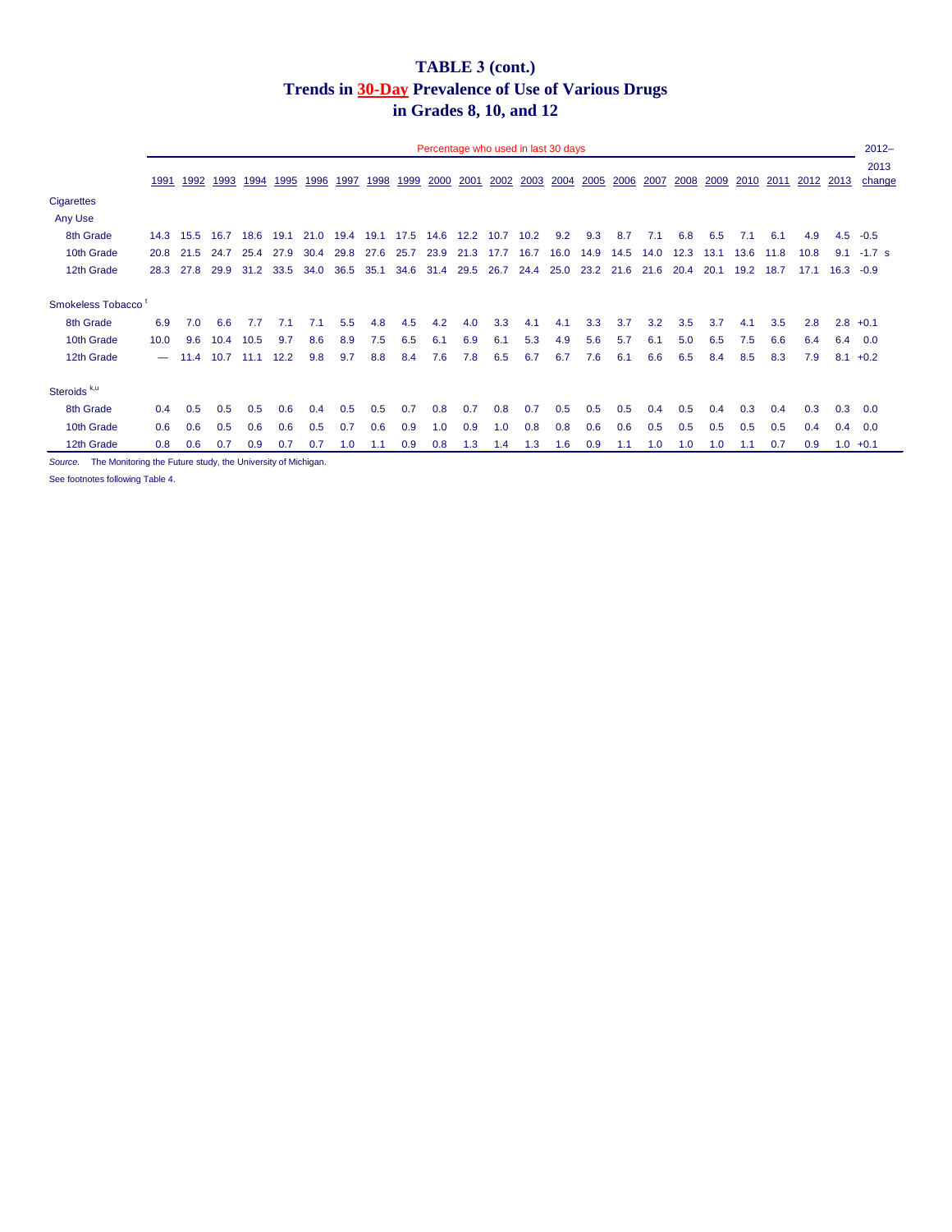# TABLE 3 (cont.)
## Trends in 30-Day Prevalence of Use of Various Drugs in Grades 8, 10, and 12

| | Percentage who used in last 30 days | | | | | | | | | | | | | | | | | | | | | | | 2012–2013 change |
|---|---|---|---|---|---|---|---|---|---|---|---|---|---|---|---|---|---|---|---|---|---|---|---|---|
| | 1991 | 1992 | 1993 | 1994 | 1995 | 1996 | 1997 | 1998 | 1999 | 2000 | 2001 | 2002 | 2003 | 2004 | 2005 | 2006 | 2007 | 2008 | 2009 | 2010 | 2011 | 2012 | 2013 | |
| Cigarettes | | | | | | | | | | | | | | | | | | | | | | | | |
| Any Use | | | | | | | | | | | | | | | | | | | | | | | | |
| 8th Grade | 14.3 | 15.5 | 16.7 | 18.6 | 19.1 | 21.0 | 19.4 | 19.1 | 17.5 | 14.6 | 12.2 | 10.7 | 10.2 | 9.2 | 9.3 | 8.7 | 7.1 | 6.8 | 6.5 | 7.1 | 6.1 | 4.9 | 4.5 | -0.5 |
| 10th Grade | 20.8 | 21.5 | 24.7 | 25.4 | 27.9 | 30.4 | 29.8 | 27.6 | 25.7 | 23.9 | 21.3 | 17.7 | 16.7 | 16.0 | 14.9 | 14.5 | 14.0 | 12.3 | 13.1 | 13.6 | 11.8 | 10.8 | 9.1 | -1.7 s |
| 12th Grade | 28.3 | 27.8 | 29.9 | 31.2 | 33.5 | 34.0 | 36.5 | 35.1 | 34.6 | 31.4 | 29.5 | 26.7 | 24.4 | 25.0 | 23.2 | 21.6 | 21.6 | 20.4 | 20.1 | 19.2 | 18.7 | 17.1 | 16.3 | -0.9 |
| Smokeless Tobacco [t] | | | | | | | | | | | | | | | | | | | | | | | | |
| 8th Grade | 6.9 | 7.0 | 6.6 | 7.7 | 7.1 | 7.1 | 5.5 | 4.8 | 4.5 | 4.2 | 4.0 | 3.3 | 4.1 | 4.1 | 3.3 | 3.7 | 3.2 | 3.5 | 3.7 | 4.1 | 3.5 | 2.8 | 2.8 | +0.1 |
| 10th Grade | 10.0 | 9.6 | 10.4 | 10.5 | 9.7 | 8.6 | 8.9 | 7.5 | 6.5 | 6.1 | 6.9 | 6.1 | 5.3 | 4.9 | 5.6 | 5.7 | 6.1 | 5.0 | 6.5 | 7.5 | 6.6 | 6.4 | 6.4 | 0.0 |
| 12th Grade | — | 11.4 | 10.7 | 11.1 | 12.2 | 9.8 | 9.7 | 8.8 | 8.4 | 7.6 | 7.8 | 6.5 | 6.7 | 6.7 | 7.6 | 6.1 | 6.6 | 6.5 | 8.4 | 8.5 | 8.3 | 7.9 | 8.1 | +0.2 |
| Steroids [k,u] | | | | | | | | | | | | | | | | | | | | | | | | |
| 8th Grade | 0.4 | 0.5 | 0.5 | 0.5 | 0.6 | 0.4 | 0.5 | 0.5 | 0.7 | 0.8 | 0.7 | 0.8 | 0.7 | 0.5 | 0.5 | 0.5 | 0.4 | 0.5 | 0.4 | 0.3 | 0.4 | 0.3 | 0.3 | 0.0 |
| 10th Grade | 0.6 | 0.6 | 0.5 | 0.6 | 0.6 | 0.5 | 0.7 | 0.6 | 0.9 | 1.0 | 0.9 | 1.0 | 0.8 | 0.8 | 0.6 | 0.6 | 0.5 | 0.5 | 0.5 | 0.5 | 0.5 | 0.4 | 0.4 | 0.0 |
| 12th Grade | 0.8 | 0.6 | 0.7 | 0.9 | 0.7 | 0.7 | 1.0 | 1.1 | 0.9 | 0.8 | 1.3 | 1.4 | 1.3 | 1.6 | 0.9 | 1.1 | 1.0 | 1.0 | 1.0 | 1.1 | 0.7 | 0.9 | 1.0 | +0.1 |

*Source.* The Monitoring the Future study, the University of Michigan.

See footnotes following Table 4.